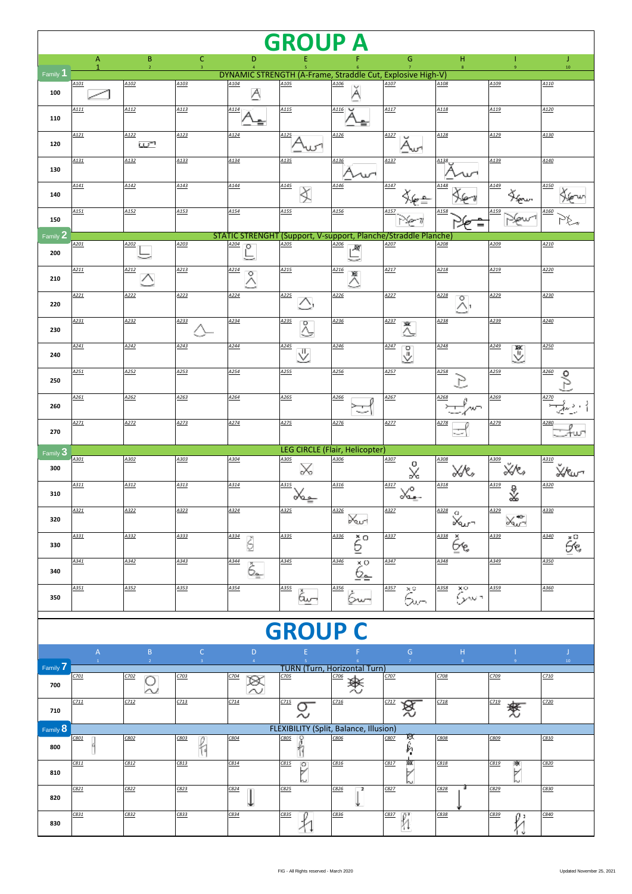# GROUP A

| | A 1 | B 2 | C 3 | D 4 | E 5 | F 6 | G 7 | H 8 | I 9 | J 10 |
|---|---|---|---|---|---|---|---|---|---|---|
| **Family 1** | DYNAMIC STRENGTH (A-Frame, Straddle Cut, Explosive High-V) | | | | | | | | | |
| **100** | A101 | A102 | A103 | A104 | A105 | A106 | A107 | A108 | A109 | A110 |
| **110** | A111 | A112 | A113 | A114 | A115 | A116 | A117 | A118 | A119 | A120 |
| **120** | A121 | A122 | A123 | A124 | A125 | A126 | A127 | A128 | A129 | A130 |
| **130** | A131 | A132 | A133 | A134 | A135 | A136 | A137 | A138 | A139 | A140 |
| **140** | A141 | A142 | A143 | A144 | A145 | A146 | A147 | A148 | A149 | A150 |
| **150** | A151 | A152 | A153 | A154 | A155 | A156 | A157 | A158 | A159 | A160 |
| **Family 2** | STATIC STRENGHT (Support, V-support, Planche/Straddle Planche) | | | | | | | | | |
| **200** | A201 | A202 | A203 | A204 | A205 | A206 | A207 | A208 | A209 | A210 |
| **210** | A211 | A212 | A213 | A214 | A215 | A216 | A217 | A218 | A219 | A220 |
| **220** | A221 | A222 | A223 | A224 | A225 | A226 | A227 | A228 | A229 | A230 |
| **230** | A231 | A232 | A233 | A234 | A235 | A236 | A237 | A238 | A239 | A240 |
| **240** | A241 | A242 | A243 | A244 | A245 | A246 | A247 | A248 | A249 | A250 |
| **250** | A251 | A252 | A253 | A254 | A255 | A256 | A257 | A258 | A259 | A260 |
| **260** | A261 | A262 | A263 | A264 | A265 | A266 | A267 | A268 | A269 | A270 |
| **270** | A271 | A272 | A273 | A274 | A275 | A276 | A277 | A278 | A279 | A280 |
| **Family 3** | LEG CIRCLE (Flair, Helicopter) | | | | | | | | | |
| **300** | A301 | A302 | A303 | A304 | A305 | A306 | A307 | A308 | A309 | A310 |
| **310** | A311 | A312 | A313 | A314 | A315 | A316 | A317 | A318 | A319 | A320 |
| **320** | A321 | A322 | A323 | A324 | A325 | A326 | A327 | A328 | A329 | A330 |
| **330** | A331 | A332 | A333 | A334 | A335 | A336 | A337 | A338 | A339 | A340 |
| **340** | A341 | A342 | A343 | A344 | A345 | A346 | A347 | A348 | A349 | A350 |
| **350** | A351 | A352 | A353 | A354 | A355 | A356 | A357 | A358 | A359 | A360 |

# GROUP C

| | A 1 | B 2 | C 3 | D 4 | E 5 | F 6 | G 7 | H 8 | I 9 | J 10 |
|---|---|---|---|---|---|---|---|---|---|---|
| **Family 7** | TURN (Turn, Horizontal Turn) | | | | | | | | | |
| **700** | C701 | C702 | C703 | C704 | C705 | C706 | C707 | C708 | C709 | C710 |
| **710** | C711 | C712 | C713 | C714 | C715 | C716 | C717 | C718 | C719 | C720 |
| **Family 8** | FLEXIBILITY (Split, Balance, Illusion) | | | | | | | | | |
| **800** | C801 | C802 | C803 | C804 | C805 | C806 | C807 | C808 | C809 | C810 |
| **810** | C811 | C812 | C813 | C814 | C815 | C816 | C817 | C818 | C819 | C820 |
| **820** | C821 | C822 | C823 | C824 | C825 | C826 | C827 | C828 | C829 | C830 |
| **830** | C831 | C832 | C833 | C834 | C835 | C836 | C837 | C838 | C839 | C840 |

FIG - All Rights reserved - March 2020

Updated November 25, 2021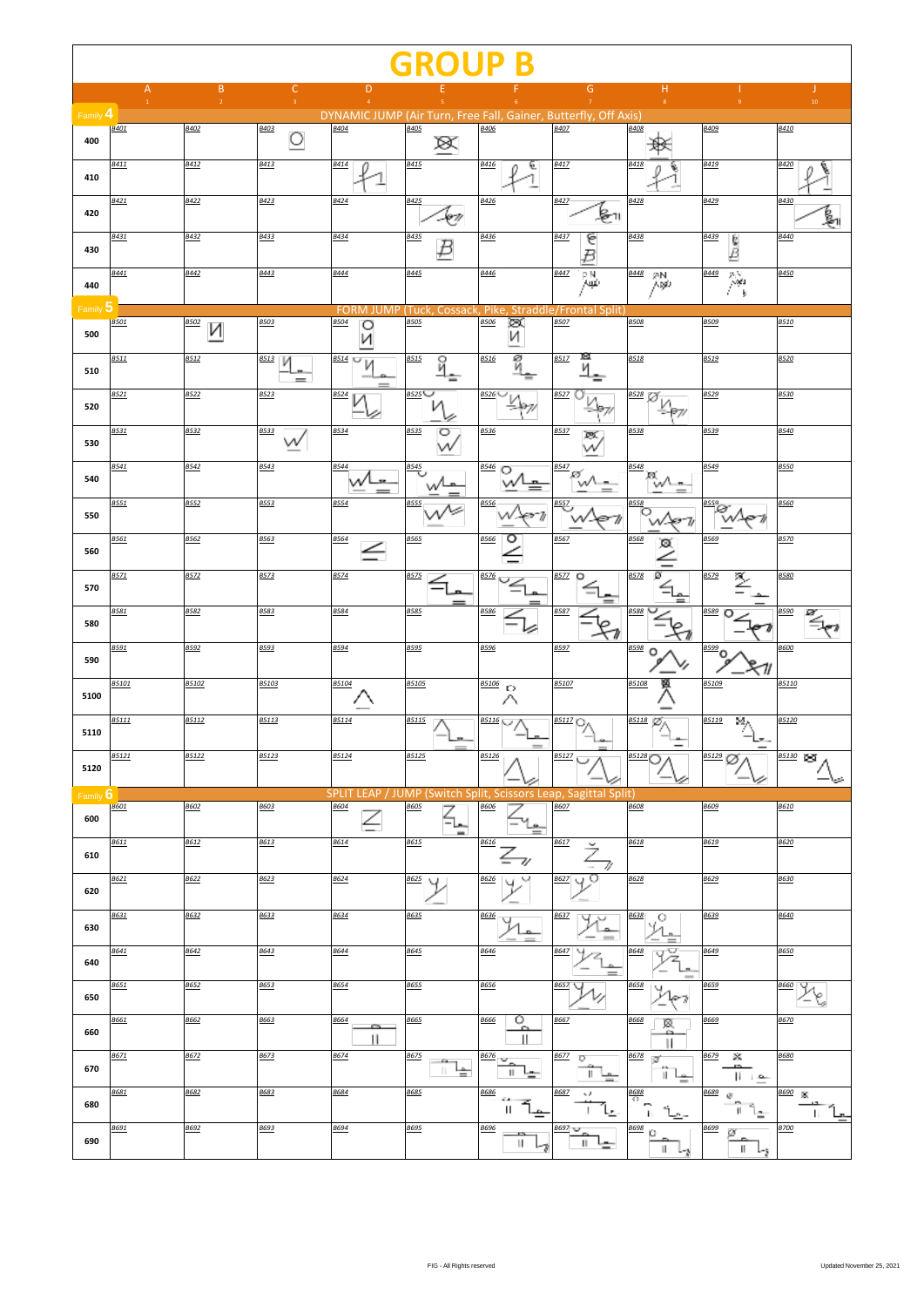# GROUP B

| | A | B | C | D | E | F | G | H | I | J |
|---|---|---|---|---|---|---|---|---|---|---|
| | 1 | 2 | 3 | 4 | 5 | 6 | 7 | 8 | 9 | 10 |
| **Family 4** | DYNAMIC JUMP (Air Turn, Free Fall, Gainer, Butterfly, Off Axis) | | | | | | | | | |
| 400 | B401 | B402 | B403 | B404 | B405 | B406 | B407 | B408 | B409 | B410 |
| 410 | B411 | B412 | B413 | B414 | B415 | B416 | B417 | B418 | B419 | B420 |
| 420 | B421 | B422 | B423 | B424 | B425 | B426 | B427 | B428 | B429 | B430 |
| 430 | B431 | B432 | B433 | B434 | B435 | B436 | B437 | B438 | B439 | B440 |
| 440 | B441 | B442 | B443 | B444 | B445 | B446 | B447 | B448 | B449 | B450 |
| **Family 5** | FORM JUMP (Tuck, Cossack, Pike, Straddle/Frontal Split) | | | | | | | | | |
| 500 | B501 | B502 | B503 | B504 | B505 | B506 | B507 | B508 | B509 | B510 |
| 510 | B511 | B512 | B513 | B514 | B515 | B516 | B517 | B518 | B519 | B520 |
| 520 | B521 | B522 | B523 | B524 | B525 | B526 | B527 | B528 | B529 | B530 |
| 530 | B531 | B532 | B533 | B534 | B535 | B536 | B537 | B538 | B539 | B540 |
| 540 | B541 | B542 | B543 | B544 | B545 | B546 | B547 | B548 | B549 | B550 |
| 550 | B551 | B552 | B553 | B554 | B555 | B556 | B557 | B558 | B559 | B560 |
| 560 | B561 | B562 | B563 | B564 | B565 | B566 | B567 | B568 | B569 | B570 |
| 570 | B571 | B572 | B573 | B574 | B575 | B576 | B577 | B578 | B579 | B580 |
| 580 | B581 | B582 | B583 | B584 | B585 | B586 | B587 | B588 | B589 | B590 |
| 590 | B591 | B592 | B593 | B594 | B595 | B596 | B597 | B598 | B599 | B600 |
| 5100 | B5101 | B5102 | B5103 | B5104 | B5105 | B5106 | B5107 | B5108 | B5109 | B5110 |
| 5110 | B5111 | B5112 | B5113 | B5114 | B5115 | B5116 | B5117 | B5118 | B5119 | B5120 |
| 5120 | B5121 | B5122 | B5123 | B5124 | B5125 | B5126 | B5127 | B5128 | B5129 | B5130 |
| **Family 6** | SPLIT LEAP / JUMP (Switch Split, Scissors Leap, Sagittal Split) | | | | | | | | | |
| 600 | B601 | B602 | B603 | B604 | B605 | B606 | B607 | B608 | B609 | B610 |
| 610 | B611 | B612 | B613 | B614 | B615 | B616 | B617 | B618 | B619 | B620 |
| 620 | B621 | B622 | B623 | B624 | B625 | B626 | B627 | B628 | B629 | B630 |
| 630 | B631 | B632 | B633 | B634 | B635 | B636 | B637 | B638 | B639 | B640 |
| 640 | B641 | B642 | B643 | B644 | B645 | B646 | B647 | B648 | B649 | B650 |
| 650 | B651 | B652 | B653 | B654 | B655 | B656 | B657 | B658 | B659 | B660 |
| 660 | B661 | B662 | B663 | B664 | B665 | B666 | B667 | B668 | B669 | B670 |
| 670 | B671 | B672 | B673 | B674 | B675 | B676 | B677 | B678 | B679 | B680 |
| 680 | B681 | B682 | B683 | B684 | B685 | B686 | B687 | B688 | B689 | B690 |
| 690 | B691 | B692 | B693 | B694 | B695 | B696 | B697 | B698 | B699 | B700 |

FIG - All Rights reserved

Updated November 25, 2021